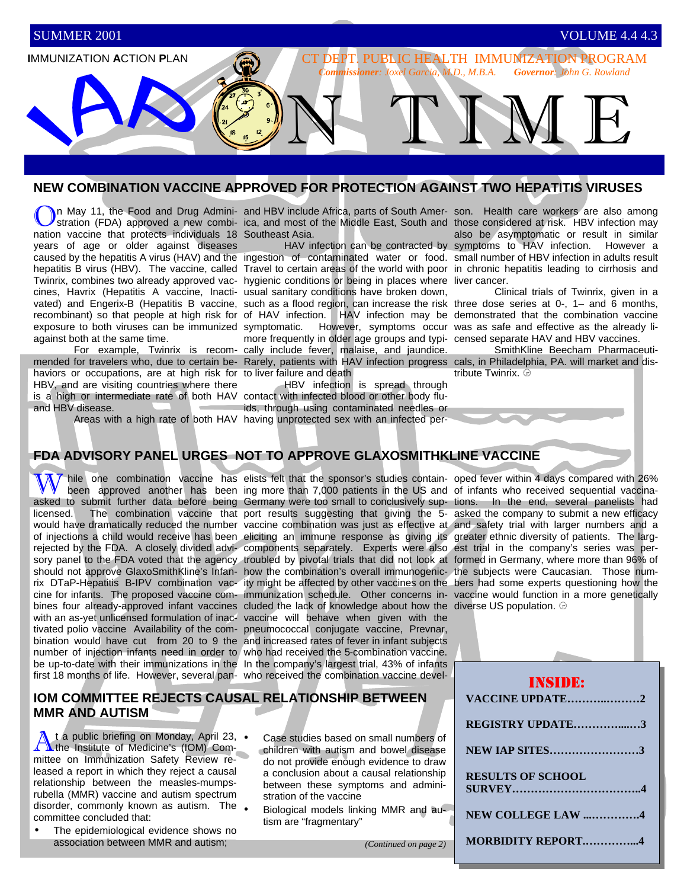SUMMER 2001 VOLUME 4.4 4.3

**I**MMUNIZATION **A**CTION **P**LAN

CT DEPT. PUBLIC HEALTH IMMUNIZATION PROGRAM

***Commissioner****: Joxel Garcia, M.D., M.B.A.* ***Governor****: John G. Rowland*

# IAP ON TIME

## NEW COMBINATION VACCINE APPROVED FOR PROTECTION AGAINST TWO HEPATITIS VIRUSES

On May 11, the Food and Drug Administration (FDA) approved a new combination vaccine that protects individuals 18 years of age or older against diseases caused by the hepatitis A virus (HAV) and the hepatitis B virus (HBV). The vaccine, called Twinrix, combines two already approved vaccines, Havrix (Hepatitis A vaccine, Inactivated) and Engerix-B (Hepatitis B vaccine, recombinant) so that people at high risk for exposure to both viruses can be immunized against both at the same time.

For example, Twinrix is recommended for travelers who, due to certain behaviors or occupations, are at high risk for HBV, and are visiting countries where there is a high or intermediate rate of both HAV and HBV disease.

Areas with a high rate of both HAV and HBV include Africa, parts of South America, and most of the Middle East, South and Southeast Asia.

HAV infection can be contracted by ingestion of contaminated water or food. Travel to certain areas of the world with poor hygienic conditions or being in places where usual sanitary conditions have broken down, such as a flood region, can increase the risk of HAV infection. HAV infection may be symptomatic. However, symptoms occur more frequently in older age groups and typically include fever, malaise, and jaundice. Rarely, patients with HAV infection progress to liver failure and death

HBV infection is spread through contact with infected blood or other body fluids, through using contaminated needles or having unprotected sex with an infected person. Health care workers are also among those considered at risk. HBV infection may also be asymptomatic or result in similar symptoms to HAV infection. However a small number of HBV infection in adults result in chronic hepatitis leading to cirrhosis and liver cancer.

Clinical trials of Twinrix, given in a three dose series at 0-, 1– and 6 months, demonstrated that the combination vaccine was as safe and effective as the already licensed separate HAV and HBV vaccines.

SmithKline Beecham Pharmaceuticals, in Philadelphia, PA. will market and distribute Twinrix. ☮

## FDA ADVISORY PANEL URGES NOT TO APPROVE GLAXOSMITHKLINE VACCINE

While one combination vaccine has been approved another has been asked to submit further data before being licensed. The combination vaccine that would have dramatically reduced the number of injections a child would receive has been rejected by the FDA. A closely divided advisory panel to the FDA voted that the agency should not approve GlaxoSmithKline's Infanrix DTaP-Hepatitis B-IPV combination vaccine for infants. The proposed vaccine combines four already-approved infant vaccines with an as-yet unlicensed formulation of inactivated polio vaccine Availability of the combination would have cut from 20 to 9 the number of injection infants need in order to be up-to-date with their immunizations in the first 18 months of life. However, several panelists felt that the sponsor's studies containing more than 7,000 patients in the US and Germany were too small to conclusively support results suggesting that giving the 5-vaccine combination was just as effective at eliciting an immune response as giving its components separately. Experts were also troubled by pivotal trials that did not look at how the combination's overall immunogenicity might be affected by other vaccines on the immunization schedule. Other concerns included the lack of knowledge about how the vaccine will behave when given with the pneumococcal conjugate vaccine, Prevnar, and increased rates of fever in infant subjects who had received the 5-combination vaccine. In the company's largest trial, 43% of infants who received the combination vaccine developed fever within 4 days compared with 26% of infants who received sequential vaccinations. In the end, several panelists had asked the company to submit a new efficacy and safety trial with larger numbers and a greater ethnic diversity of patients. The largest trial in the company's series was performed in Germany, where more than 96% of the subjects were Caucasian. Those numbers had some experts questioning how the vaccine would function in a more genetically diverse US population. ☮

## IOM COMMITTEE REJECTS CAUSAL RELATIONSHIP BETWEEN MMR AND AUTISM

At a public briefing on Monday, April 23, the Institute of Medicine's (IOM) Committee on Immunization Safety Review released a report in which they reject a causal relationship between the measles-mumps-rubella (MMR) vaccine and autism spectrum disorder, commonly known as autism. The committee concluded that:

- The epidemiological evidence shows no association between MMR and autism;
- Case studies based on small numbers of children with autism and bowel disease do not provide enough evidence to draw a conclusion about a causal relationship between these symptoms and administration of the vaccine
- Biological models linking MMR and autism are "fragmentary"

*(Continued on page 2)*

**INSIDE:**

- VACCINE UPDATE……….………2
- REGISTRY UPDATE…………....…3
- NEW IAP SITES……………………3
- RESULTS OF SCHOOL SURVEY……………………………..4
- NEW COLLEGE LAW ...………….4
- MORBIDITY REPORT…………...4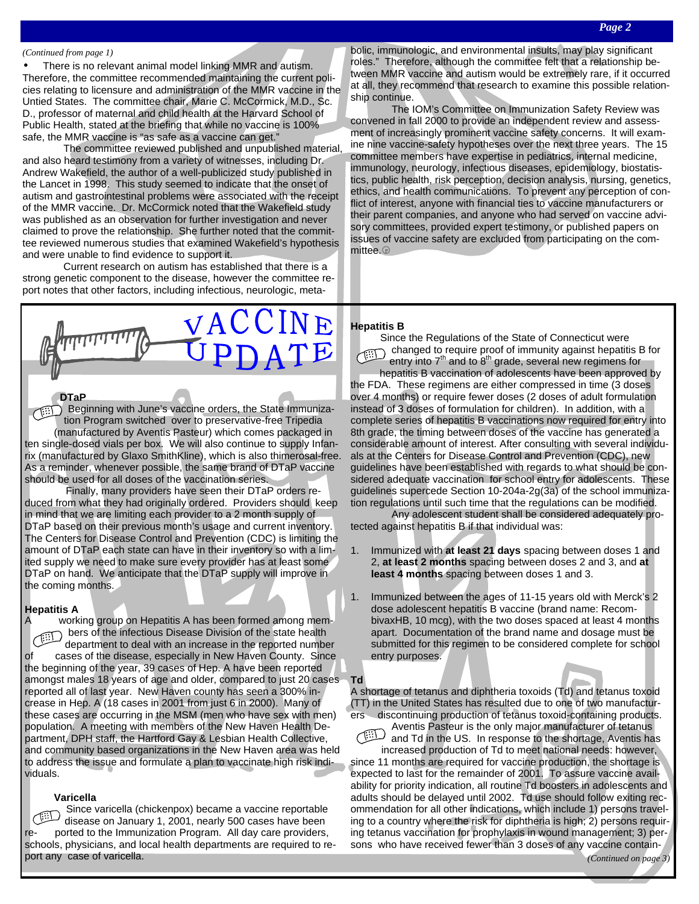*(Continued from page 1)*

- There is no relevant animal model linking MMR and autism. Therefore, the committee recommended maintaining the current policies relating to licensure and administration of the MMR vaccine in the Untied States. The committee chair, Marie C. McCormick, M.D., Sc. D., professor of maternal and child health at the Harvard School of Public Health, stated at the briefing that while no vaccine is 100% safe, the MMR vaccine is "as safe as a vaccine can get."

The committee reviewed published and unpublished material, and also heard testimony from a variety of witnesses, including Dr. Andrew Wakefield, the author of a well-publicized study published in the Lancet in 1998. This study seemed to indicate that the onset of autism and gastrointestinal problems were associated with the receipt of the MMR vaccine. Dr. McCormick noted that the Wakefield study was published as an observation for further investigation and never claimed to prove the relationship. She further noted that the committee reviewed numerous studies that examined Wakefield's hypothesis and were unable to find evidence to support it.

Current research on autism has established that there is a strong genetic component to the disease, however the committee report notes that other factors, including infectious, neurologic, metabolic, immunologic, and environmental insults, may play significant roles." Therefore, although the committee felt that a relationship between MMR vaccine and autism would be extremely rare, if it occurred at all, they recommend that research to examine this possible relationship continue.

The IOM's Committee on Immunization Safety Review was convened in fall 2000 to provide an independent review and assessment of increasingly prominent vaccine safety concerns. It will examine nine vaccine-safety hypotheses over the next three years. The 15 committee members have expertise in pediatrics, internal medicine, immunology, neurology, infectious diseases, epidemiology, biostatistics, public health, risk perception, decision analysis, nursing, genetics, ethics, and health communications. To prevent any perception of conflict of interest, anyone with financial ties to vaccine manufacturers or their parent companies, and anyone who had served on vaccine advisory committees, provided expert testimony, or published papers on issues of vaccine safety are excluded from participating on the committee.

# VACCINE UPDATE

### DTaP

Beginning with June's vaccine orders, the State Immunization Program switched over to preservative-free Tripedia (manufactured by Aventis Pasteur) which comes packaged in ten single-dosed vials per box. We will also continue to supply Infanrix (manufactured by Glaxo SmithKline), which is also thimerosal-free. As a reminder, whenever possible, the same brand of DTaP vaccine should be used for all doses of the vaccination series.

Finally, many providers have seen their DTaP orders reduced from what they had originally ordered. Providers should keep in mind that we are limiting each provider to a 2 month supply of DTaP based on their previous month's usage and current inventory. The Centers for Disease Control and Prevention (CDC) is limiting the amount of DTaP each state can have in their inventory so with a limited supply we need to make sure every provider has at least some DTaP on hand. We anticipate that the DTaP supply will improve in the coming months.

### Hepatitis A

A working group on Hepatitis A has been formed among members of the infectious Disease Division of the state health department to deal with an increase in the reported number of cases of the disease, especially in New Haven County. Since the beginning of the year, 39 cases of Hep. A have been reported amongst males 18 years of age and older, compared to just 20 cases reported all of last year. New Haven county has seen a 300% increase in Hep. A (18 cases in 2001 from just 6 in 2000). Many of these cases are occurring in the MSM (men who have sex with men) population. A meeting with members of the New Haven Health Department, DPH staff, the Hartford Gay & Lesbian Health Collective, and community based organizations in the New Haven area was held to address the issue and formulate a plan to vaccinate high risk individuals.

### Varicella

Since varicella (chickenpox) became a vaccine reportable disease on January 1, 2001, nearly 500 cases have been reported to the Immunization Program. All day care providers, schools, physicians, and local health departments are required to report any case of varicella.

### Hepatitis B

Since the Regulations of the State of Connecticut were changed to require proof of immunity against hepatitis B for entry into 7th and to 8th grade, several new regimens for hepatitis B vaccination of adolescents have been approved by the FDA. These regimens are either compressed in time (3 doses over 4 months) or require fewer doses (2 doses of adult formulation instead of 3 doses of formulation for children). In addition, with a complete series of hepatitis B vaccinations now required for entry into 8th grade, the timing between doses of the vaccine has generated a considerable amount of interest. After consulting with several individuals at the Centers for Disease Control and Prevention (CDC), new guidelines have been established with regards to what should be considered adequate vaccination for school entry for adolescents. These guidelines supercede Section 10-204a-2g(3a) of the school immunization regulations until such time that the regulations can be modified.

Any adolescent student shall be considered adequately protected against hepatitis B if that individual was:

1. Immunized with **at least 21 days** spacing between doses 1 and 2, **at least 2 months** spacing between doses 2 and 3, and **at least 4 months** spacing between doses 1 and 3.

1. Immunized between the ages of 11-15 years old with Merck's 2 dose adolescent hepatitis B vaccine (brand name: RecombivaxHB, 10 mcg), with the two doses spaced at least 4 months apart. Documentation of the brand name and dosage must be submitted for this regimen to be considered complete for school entry purposes.

### Td

A shortage of tetanus and diphtheria toxoids (Td) and tetanus toxoid (TT) in the United States has resulted due to one of two manufacturers discontinuing production of tetanus toxoid-containing products. Aventis Pasteur is the only major manufacturer of tetanus and Td in the US. In response to the shortage, Aventis has increased production of Td to meet national needs: however, since 11 months are required for vaccine production, the shortage is expected to last for the remainder of 2001. To assure vaccine availability for priority indication, all routine Td boosters in adolescents and adults should be delayed until 2002. Td use should follow exiting recommendation for all other indications, which include 1) persons traveling to a country where the risk for diphtheria is high; 2) persons requiring tetanus vaccination for prophylaxis in wound management; 3) persons who have received fewer than 3 doses of any vaccine contain-

*(Continued on page 3)*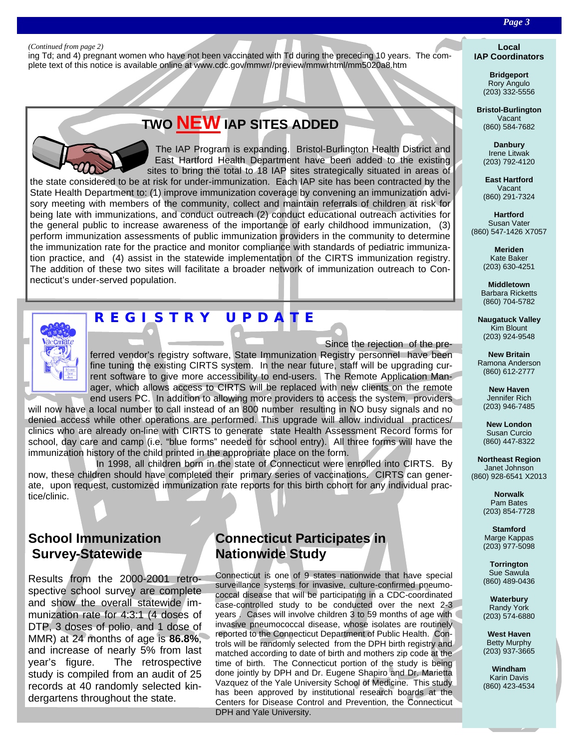*(Continued from page 2)*

ing Td; and 4) pregnant women who have not been vaccinated with Td during the preceding 10 years. The complete text of this notice is available online at www.cdc.gov/mmwr//preview/mmwrhtml/mm5020a8.htm

## TWO NEW IAP SITES ADDED

The IAP Program is expanding. Bristol-Burlington Health District and East Hartford Health Department have been added to the existing sites to bring the total to 18 IAP sites strategically situated in areas of the state considered to be at risk for under-immunization. Each IAP site has been contracted by the State Health Department to: (1) improve immunization coverage by convening an immunization advisory meeting with members of the community, collect and maintain referrals of children at risk for being late with immunizations, and conduct outreach (2) conduct educational outreach activities for the general public to increase awareness of the importance of early childhood immunization, (3) perform immunization assessments of public immunization providers in the community to determine the immunization rate for the practice and monitor compliance with standards of pediatric immunization practice, and (4) assist in the statewide implementation of the CIRTS immunization registry. The addition of these two sites will facilitate a broader network of immunization outreach to Connecticut's under-served population.

## REGISTRY UPDATE

Since the rejection of the preferred vendor's registry software, State Immunization Registry personnel have been fine tuning the existing CIRTS system. In the near future, staff will be upgrading current software to give more accessibility to end-users. The Remote Application Manager, which allows access to CIRTS will be replaced with new clients on the remote end users PC. In addition to allowing more providers to access the system, providers will now have a local number to call instead of an 800 number resulting in NO busy signals and no denied access while other operations are performed. This upgrade will allow individual practices/ clinics who are already on-line with CIRTS to generate state Health Assessment Record forms for school, day care and camp (i.e. "blue forms" needed for school entry). All three forms will have the immunization history of the child printed in the appropriate place on the form.

In 1998, all children born in the state of Connecticut were enrolled into CIRTS. By now, these children should have completed their primary series of vaccinations. CIRTS can generate, upon request, customized immunization rate reports for this birth cohort for any individual practice/clinic.

## School Immunization Survey-Statewide

Results from the 2000-2001 retrospective school survey are complete and show the overall statewide immunization rate for 4:3:1 (4 doses of DTP, 3 doses of polio, and 1 dose of MMR) at 24 months of age is **86.8%**, and increase of nearly 5% from last year's figure. The retrospective study is compiled from an audit of 25 records at 40 randomly selected kindergartens throughout the state.

## Connecticut Participates in Nationwide Study

Connecticut is one of 9 states nationwide that have special surveillance systems for invasive, culture-confirmed pneumococcal disease that will be participating in a CDC-coordinated case-controlled study to be conducted over the next 2-3 years . Cases will involve children 3 to 59 months of age with invasive pneumococcal disease, whose isolates are routinely reported to the Connecticut Department of Public Health. Controls will be randomly selected from the DPH birth registry and matched according to date of birth and mothers zip code at the time of birth. The Connecticut portion of the study is being done jointly by DPH and Dr. Eugene Shapiro and Dr. Marietta Vazquez of the Yale University School of Medicine. This study has been approved by institutional research boards at the Centers for Disease Control and Prevention, the Connecticut DPH and Yale University.

### Local IAP Coordinators

**Bridgeport**
Rory Angulo
(203) 332-5556

**Bristol-Burlington**
Vacant
(860) 584-7682

**Danbury**
Irene Litwak
(203) 792-4120

**East Hartford**
Vacant
(860) 291-7324

**Hartford**
Susan Vater
(860) 547-1426 X7057

**Meriden**
Kate Baker
(203) 630-4251

**Middletown**
Barbara Ricketts
(860) 704-5782

**Naugatuck Valley**
Kim Blount
(203) 924-9548

**New Britain**
Ramona Anderson
(860) 612-2777

**New Haven**
Jennifer Rich
(203) 946-7485

**New London**
Susan Curcio
(860) 447-8322

**Northeast Region**
Janet Johnson
(860) 928-6541 X2013

**Norwalk**
Pam Bates
(203) 854-7728

**Stamford**
Marge Kappas
(203) 977-5098

**Torrington**
Sue Sawula
(860) 489-0436

**Waterbury**
Randy York
(203) 574-6880

**West Haven**
Betty Murphy
(203) 937-3665

**Windham**
Karin Davis
(860) 423-4534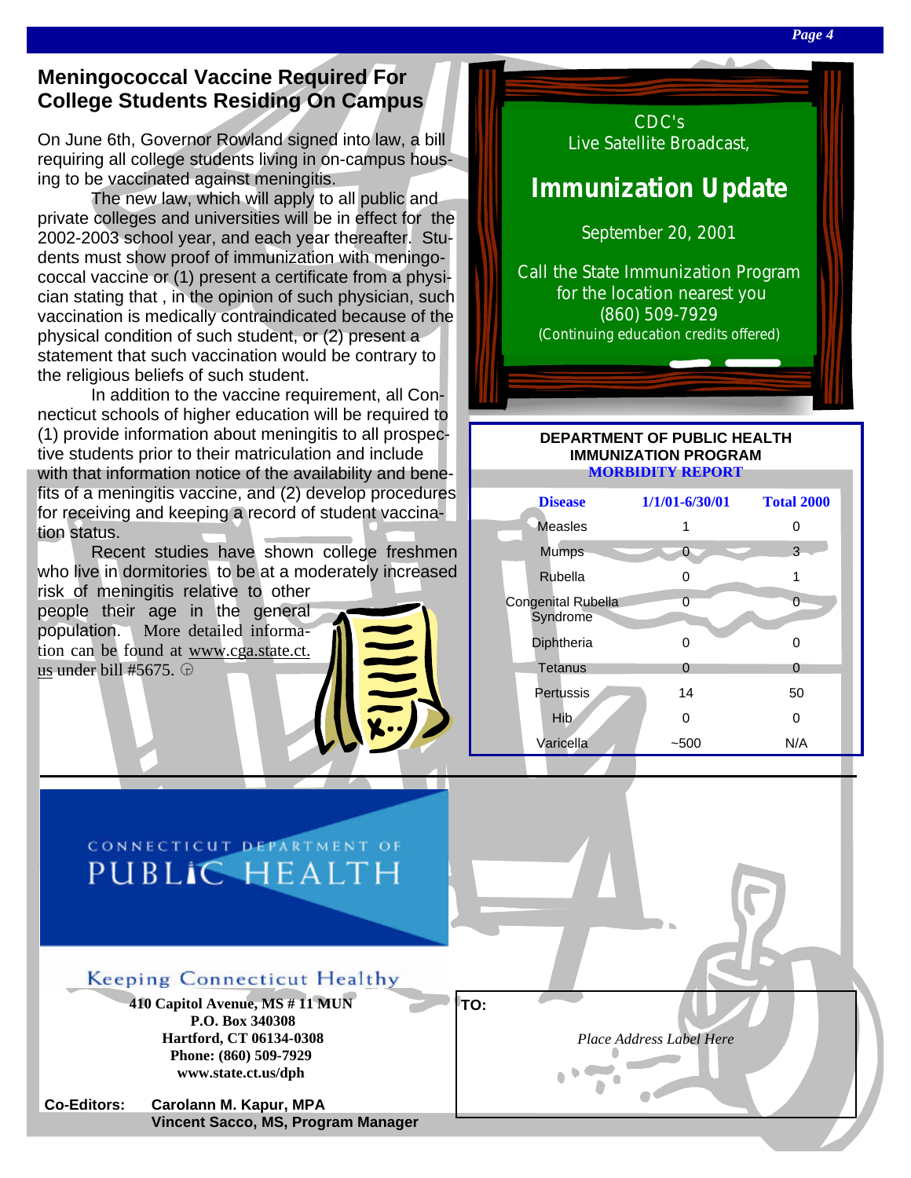## Meningococcal Vaccine Required For College Students Residing On Campus

On June 6th, Governor Rowland signed into law, a bill requiring all college students living in on-campus housing to be vaccinated against meningitis.

The new law, which will apply to all public and private colleges and universities will be in effect for the 2002-2003 school year, and each year thereafter. Students must show proof of immunization with meningococcal vaccine or (1) present a certificate from a physician stating that , in the opinion of such physician, such vaccination is medically contraindicated because of the physical condition of such student, or (2) present a statement that such vaccination would be contrary to the religious beliefs of such student.

In addition to the vaccine requirement, all Connecticut schools of higher education will be required to (1) provide information about meningitis to all prospective students prior to their matriculation and include with that information notice of the availability and benefits of a meningitis vaccine, and (2) develop procedures for receiving and keeping a record of student vaccination status.

Recent studies have shown college freshmen who live in dormitories to be at a moderately increased risk of meningitis relative to other people their age in the general population. More detailed information can be found at www.cga.state.ct.us under bill #5675. ☺

CDC's
Live Satellite Broadcast,

## Immunization Update

September 20, 2001

Call the State Immunization Program for the location nearest you
(860) 509-7929
(Continuing education credits offered)

### DEPARTMENT OF PUBLIC HEALTH IMMUNIZATION PROGRAM
**MORBIDITY REPORT**

| Disease | 1/1/01-6/30/01 | Total 2000 |
|---|---|---|
| Measles | 1 | 0 |
| Mumps | 0 | 3 |
| Rubella | 0 | 1 |
| Congenital Rubella Syndrome | 0 | 0 |
| Diphtheria | 0 | 0 |
| Tetanus | 0 | 0 |
| Pertussis | 14 | 50 |
| Hib | 0 | 0 |
| Varicella | ~500 | N/A |

CONNECTICUT DEPARTMENT OF
PUBLIC HEALTH

Keeping Connecticut Healthy

**410 Capitol Avenue, MS # 11 MUN**
**P.O. Box 340308**
**Hartford, CT 06134-0308**
**Phone: (860) 509-7929**
**www.state.ct.us/dph**

**Co-Editors:** **Carolann M. Kapur, MPA**
**Vincent Sacco, MS, Program Manager**

**TO:**

*Place Address Label Here*